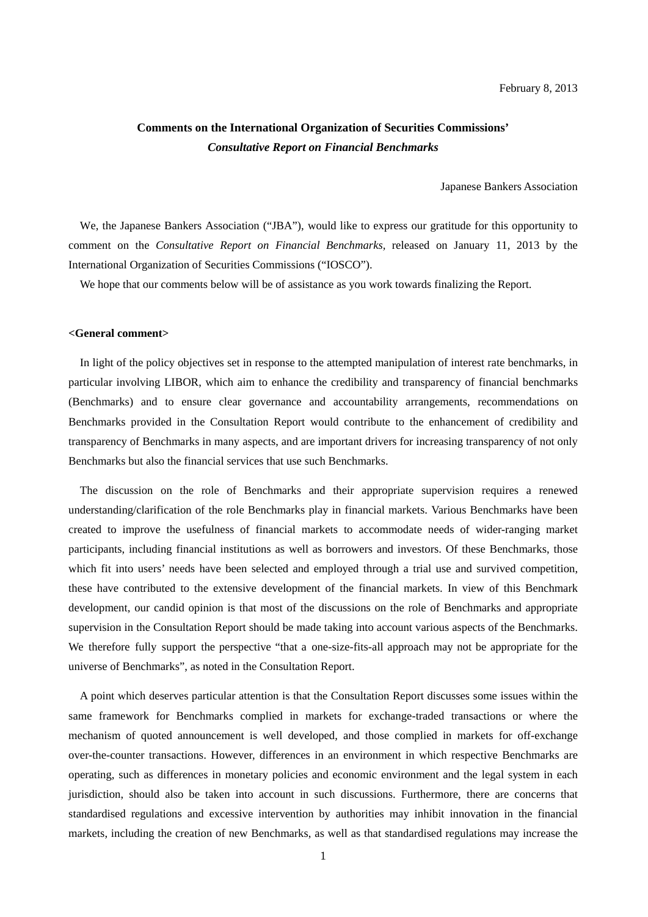February 8, 2013

# Comments on the International Organization of Securities Commissions' *Consultative Report on Financial Benchmarks*

Japanese Bankers Association

We, the Japanese Bankers Association ("JBA"), would like to express our gratitude for this opportunity to comment on the *Consultative Report on Financial Benchmarks*, released on January 11, 2013 by the International Organization of Securities Commissions ("IOSCO").

We hope that our comments below will be of assistance as you work towards finalizing the Report.

**<General comment>**

In light of the policy objectives set in response to the attempted manipulation of interest rate benchmarks, in particular involving LIBOR, which aim to enhance the credibility and transparency of financial benchmarks (Benchmarks) and to ensure clear governance and accountability arrangements, recommendations on Benchmarks provided in the Consultation Report would contribute to the enhancement of credibility and transparency of Benchmarks in many aspects, and are important drivers for increasing transparency of not only Benchmarks but also the financial services that use such Benchmarks.

The discussion on the role of Benchmarks and their appropriate supervision requires a renewed understanding/clarification of the role Benchmarks play in financial markets. Various Benchmarks have been created to improve the usefulness of financial markets to accommodate needs of wider-ranging market participants, including financial institutions as well as borrowers and investors. Of these Benchmarks, those which fit into users' needs have been selected and employed through a trial use and survived competition, these have contributed to the extensive development of the financial markets. In view of this Benchmark development, our candid opinion is that most of the discussions on the role of Benchmarks and appropriate supervision in the Consultation Report should be made taking into account various aspects of the Benchmarks. We therefore fully support the perspective "that a one-size-fits-all approach may not be appropriate for the universe of Benchmarks", as noted in the Consultation Report.

A point which deserves particular attention is that the Consultation Report discusses some issues within the same framework for Benchmarks complied in markets for exchange-traded transactions or where the mechanism of quoted announcement is well developed, and those complied in markets for off-exchange over-the-counter transactions. However, differences in an environment in which respective Benchmarks are operating, such as differences in monetary policies and economic environment and the legal system in each jurisdiction, should also be taken into account in such discussions. Furthermore, there are concerns that standardised regulations and excessive intervention by authorities may inhibit innovation in the financial markets, including the creation of new Benchmarks, as well as that standardised regulations may increase the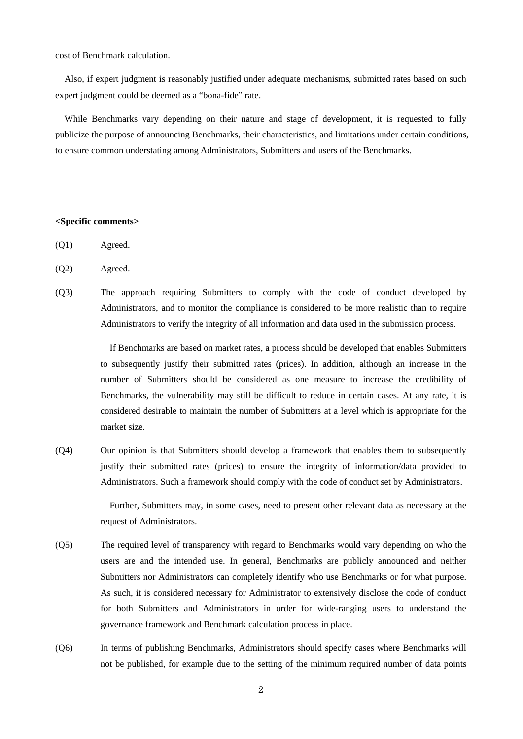cost of Benchmark calculation.

Also, if expert judgment is reasonably justified under adequate mechanisms, submitted rates based on such expert judgment could be deemed as a "bona-fide" rate.

While Benchmarks vary depending on their nature and stage of development, it is requested to fully publicize the purpose of announcing Benchmarks, their characteristics, and limitations under certain conditions, to ensure common understating among Administrators, Submitters and users of the Benchmarks.

**<Specific comments>**

(Q1) Agreed.

(Q2) Agreed.

(Q3) The approach requiring Submitters to comply with the code of conduct developed by Administrators, and to monitor the compliance is considered to be more realistic than to require Administrators to verify the integrity of all information and data used in the submission process.

If Benchmarks are based on market rates, a process should be developed that enables Submitters to subsequently justify their submitted rates (prices). In addition, although an increase in the number of Submitters should be considered as one measure to increase the credibility of Benchmarks, the vulnerability may still be difficult to reduce in certain cases. At any rate, it is considered desirable to maintain the number of Submitters at a level which is appropriate for the market size.

(Q4) Our opinion is that Submitters should develop a framework that enables them to subsequently justify their submitted rates (prices) to ensure the integrity of information/data provided to Administrators. Such a framework should comply with the code of conduct set by Administrators.

Further, Submitters may, in some cases, need to present other relevant data as necessary at the request of Administrators.

(Q5) The required level of transparency with regard to Benchmarks would vary depending on who the users are and the intended use. In general, Benchmarks are publicly announced and neither Submitters nor Administrators can completely identify who use Benchmarks or for what purpose. As such, it is considered necessary for Administrator to extensively disclose the code of conduct for both Submitters and Administrators in order for wide-ranging users to understand the governance framework and Benchmark calculation process in place.

(Q6) In terms of publishing Benchmarks, Administrators should specify cases where Benchmarks will not be published, for example due to the setting of the minimum required number of data points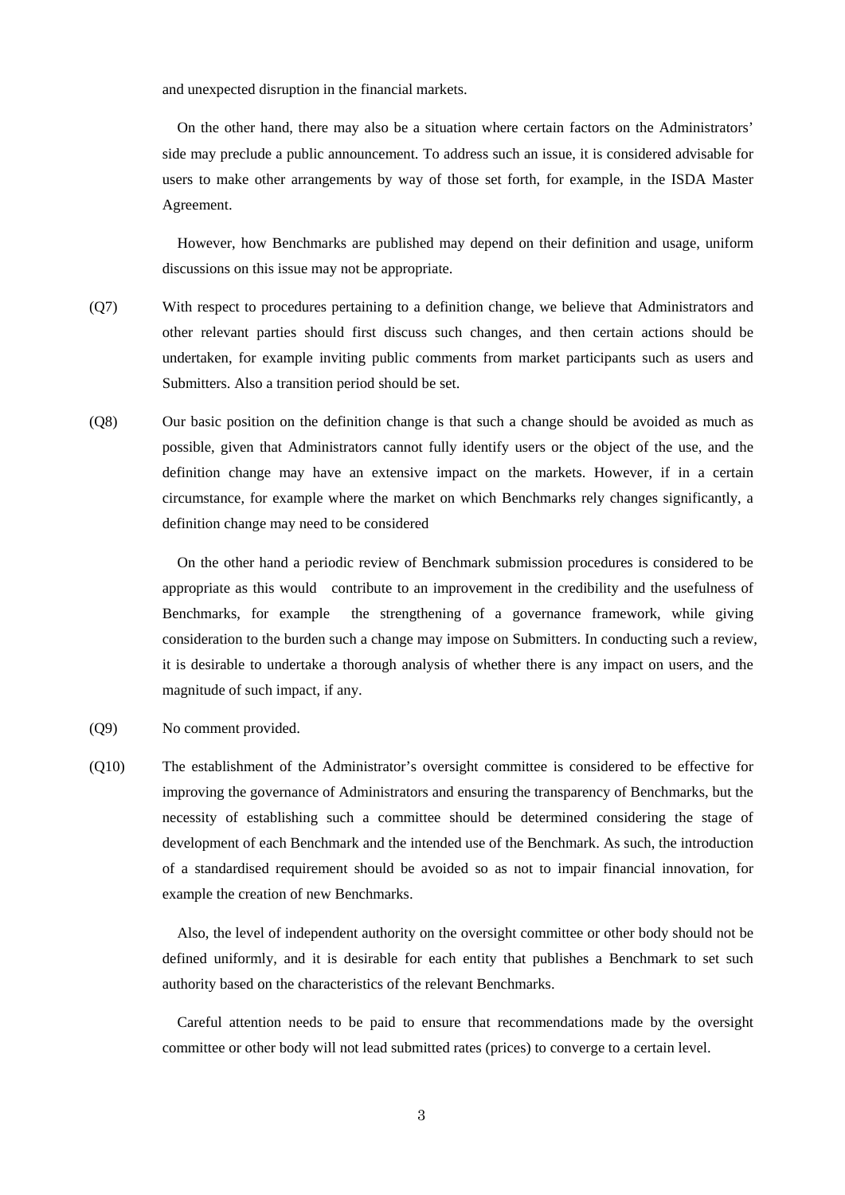and unexpected disruption in the financial markets.

On the other hand, there may also be a situation where certain factors on the Administrators' side may preclude a public announcement. To address such an issue, it is considered advisable for users to make other arrangements by way of those set forth, for example, in the ISDA Master Agreement.

However, how Benchmarks are published may depend on their definition and usage, uniform discussions on this issue may not be appropriate.

(Q7) With respect to procedures pertaining to a definition change, we believe that Administrators and other relevant parties should first discuss such changes, and then certain actions should be undertaken, for example inviting public comments from market participants such as users and Submitters. Also a transition period should be set.

(Q8) Our basic position on the definition change is that such a change should be avoided as much as possible, given that Administrators cannot fully identify users or the object of the use, and the definition change may have an extensive impact on the markets. However, if in a certain circumstance, for example where the market on which Benchmarks rely changes significantly, a definition change may need to be considered

On the other hand a periodic review of Benchmark submission procedures is considered to be appropriate as this would contribute to an improvement in the credibility and the usefulness of Benchmarks, for example the strengthening of a governance framework, while giving consideration to the burden such a change may impose on Submitters. In conducting such a review, it is desirable to undertake a thorough analysis of whether there is any impact on users, and the magnitude of such impact, if any.

(Q9) No comment provided.

(Q10) The establishment of the Administrator's oversight committee is considered to be effective for improving the governance of Administrators and ensuring the transparency of Benchmarks, but the necessity of establishing such a committee should be determined considering the stage of development of each Benchmark and the intended use of the Benchmark. As such, the introduction of a standardised requirement should be avoided so as not to impair financial innovation, for example the creation of new Benchmarks.

Also, the level of independent authority on the oversight committee or other body should not be defined uniformly, and it is desirable for each entity that publishes a Benchmark to set such authority based on the characteristics of the relevant Benchmarks.

Careful attention needs to be paid to ensure that recommendations made by the oversight committee or other body will not lead submitted rates (prices) to converge to a certain level.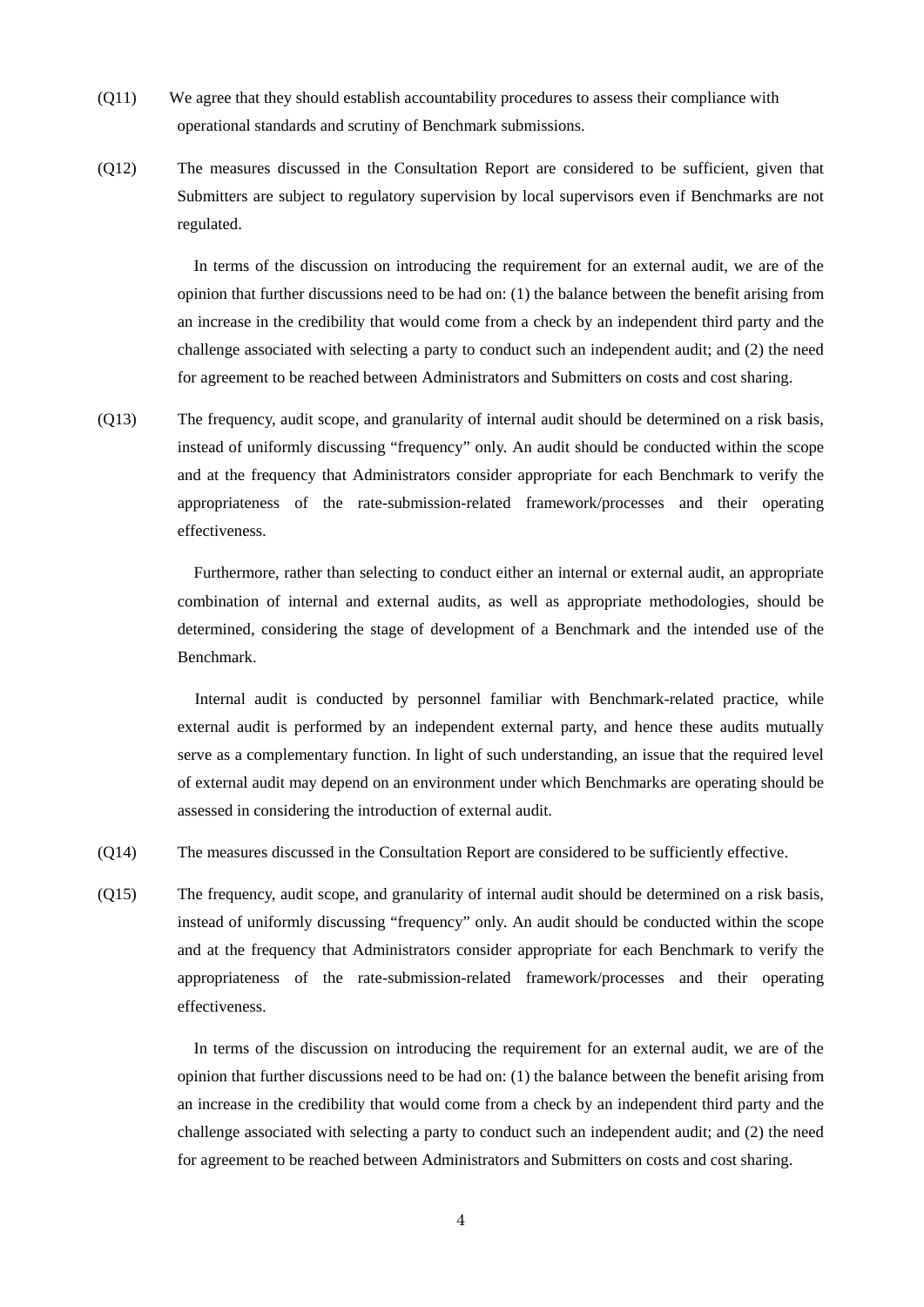(Q11) We agree that they should establish accountability procedures to assess their compliance with operational standards and scrutiny of Benchmark submissions.

(Q12) The measures discussed in the Consultation Report are considered to be sufficient, given that Submitters are subject to regulatory supervision by local supervisors even if Benchmarks are not regulated.

In terms of the discussion on introducing the requirement for an external audit, we are of the opinion that further discussions need to be had on: (1) the balance between the benefit arising from an increase in the credibility that would come from a check by an independent third party and the challenge associated with selecting a party to conduct such an independent audit; and (2) the need for agreement to be reached between Administrators and Submitters on costs and cost sharing.

(Q13) The frequency, audit scope, and granularity of internal audit should be determined on a risk basis, instead of uniformly discussing "frequency" only. An audit should be conducted within the scope and at the frequency that Administrators consider appropriate for each Benchmark to verify the appropriateness of the rate-submission-related framework/processes and their operating effectiveness.

Furthermore, rather than selecting to conduct either an internal or external audit, an appropriate combination of internal and external audits, as well as appropriate methodologies, should be determined, considering the stage of development of a Benchmark and the intended use of the Benchmark.

Internal audit is conducted by personnel familiar with Benchmark-related practice, while external audit is performed by an independent external party, and hence these audits mutually serve as a complementary function. In light of such understanding, an issue that the required level of external audit may depend on an environment under which Benchmarks are operating should be assessed in considering the introduction of external audit.

(Q14) The measures discussed in the Consultation Report are considered to be sufficiently effective.

(Q15) The frequency, audit scope, and granularity of internal audit should be determined on a risk basis, instead of uniformly discussing "frequency" only. An audit should be conducted within the scope and at the frequency that Administrators consider appropriate for each Benchmark to verify the appropriateness of the rate-submission-related framework/processes and their operating effectiveness.

In terms of the discussion on introducing the requirement for an external audit, we are of the opinion that further discussions need to be had on: (1) the balance between the benefit arising from an increase in the credibility that would come from a check by an independent third party and the challenge associated with selecting a party to conduct such an independent audit; and (2) the need for agreement to be reached between Administrators and Submitters on costs and cost sharing.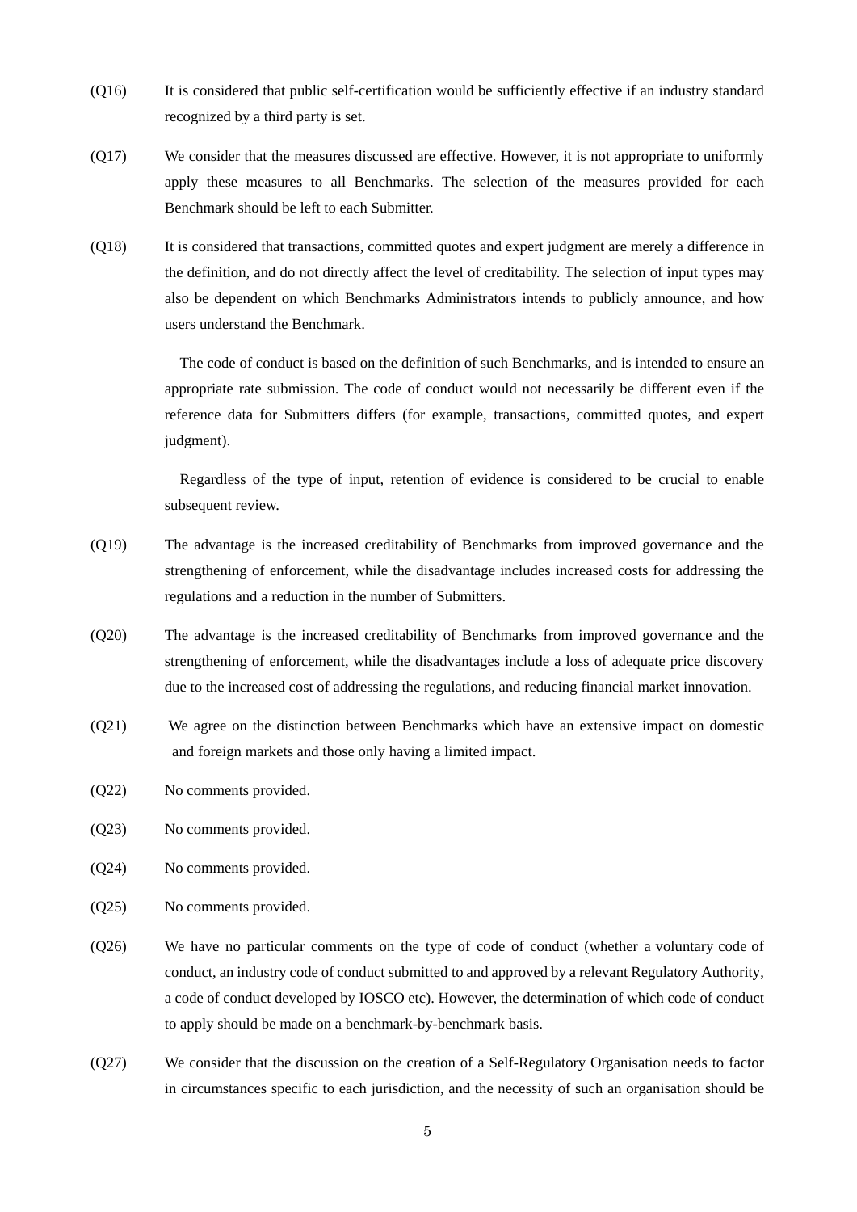(Q16) It is considered that public self-certification would be sufficiently effective if an industry standard recognized by a third party is set.

(Q17) We consider that the measures discussed are effective. However, it is not appropriate to uniformly apply these measures to all Benchmarks. The selection of the measures provided for each Benchmark should be left to each Submitter.

(Q18) It is considered that transactions, committed quotes and expert judgment are merely a difference in the definition, and do not directly affect the level of creditability. The selection of input types may also be dependent on which Benchmarks Administrators intends to publicly announce, and how users understand the Benchmark.

The code of conduct is based on the definition of such Benchmarks, and is intended to ensure an appropriate rate submission. The code of conduct would not necessarily be different even if the reference data for Submitters differs (for example, transactions, committed quotes, and expert judgment).

Regardless of the type of input, retention of evidence is considered to be crucial to enable subsequent review.

(Q19) The advantage is the increased creditability of Benchmarks from improved governance and the strengthening of enforcement, while the disadvantage includes increased costs for addressing the regulations and a reduction in the number of Submitters.

(Q20) The advantage is the increased creditability of Benchmarks from improved governance and the strengthening of enforcement, while the disadvantages include a loss of adequate price discovery due to the increased cost of addressing the regulations, and reducing financial market innovation.

(Q21) We agree on the distinction between Benchmarks which have an extensive impact on domestic and foreign markets and those only having a limited impact.

(Q22) No comments provided.

(Q23) No comments provided.

(Q24) No comments provided.

(Q25) No comments provided.

(Q26) We have no particular comments on the type of code of conduct (whether a voluntary code of conduct, an industry code of conduct submitted to and approved by a relevant Regulatory Authority, a code of conduct developed by IOSCO etc). However, the determination of which code of conduct to apply should be made on a benchmark-by-benchmark basis.

(Q27) We consider that the discussion on the creation of a Self-Regulatory Organisation needs to factor in circumstances specific to each jurisdiction, and the necessity of such an organisation should be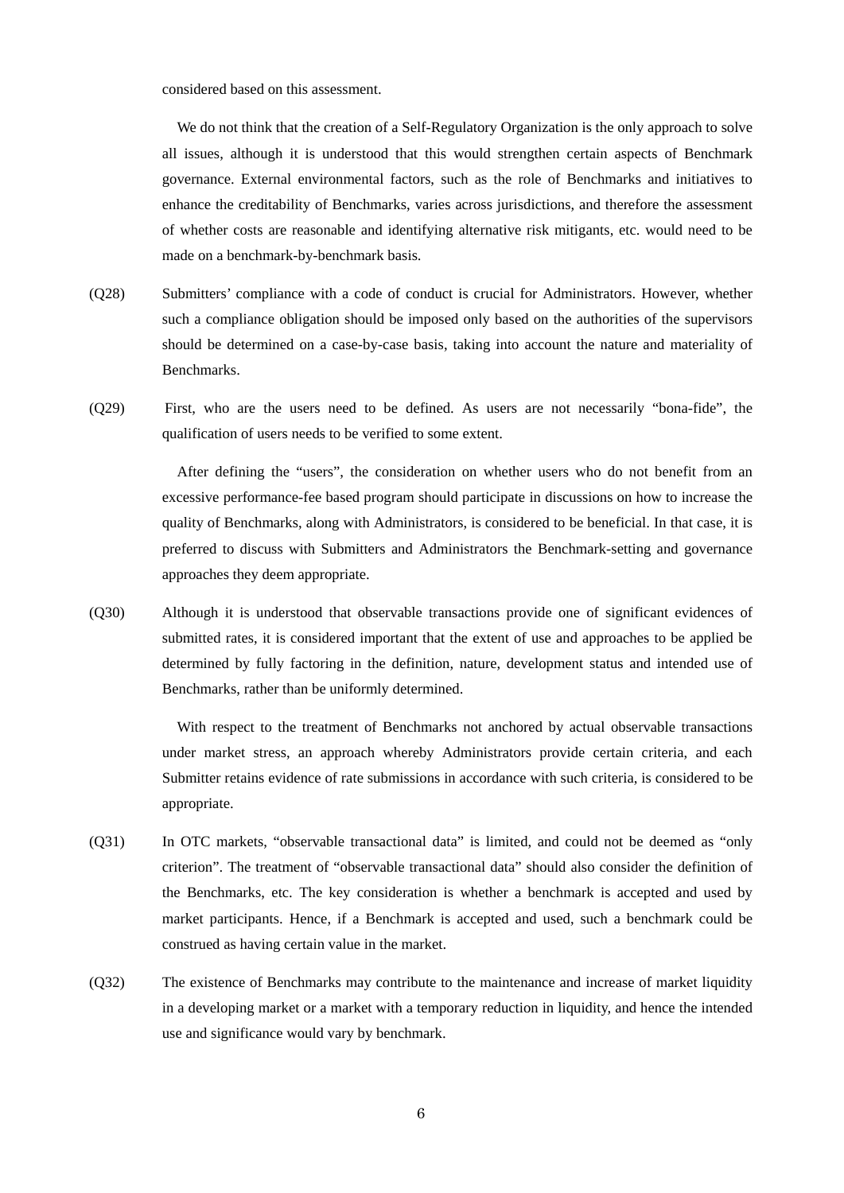considered based on this assessment.

We do not think that the creation of a Self-Regulatory Organization is the only approach to solve all issues, although it is understood that this would strengthen certain aspects of Benchmark governance. External environmental factors, such as the role of Benchmarks and initiatives to enhance the creditability of Benchmarks, varies across jurisdictions, and therefore the assessment of whether costs are reasonable and identifying alternative risk mitigants, etc. would need to be made on a benchmark-by-benchmark basis.

(Q28) Submitters' compliance with a code of conduct is crucial for Administrators. However, whether such a compliance obligation should be imposed only based on the authorities of the supervisors should be determined on a case-by-case basis, taking into account the nature and materiality of Benchmarks.

(Q29) First, who are the users need to be defined. As users are not necessarily "bona-fide", the qualification of users needs to be verified to some extent.

After defining the "users", the consideration on whether users who do not benefit from an excessive performance-fee based program should participate in discussions on how to increase the quality of Benchmarks, along with Administrators, is considered to be beneficial. In that case, it is preferred to discuss with Submitters and Administrators the Benchmark-setting and governance approaches they deem appropriate.

(Q30) Although it is understood that observable transactions provide one of significant evidences of submitted rates, it is considered important that the extent of use and approaches to be applied be determined by fully factoring in the definition, nature, development status and intended use of Benchmarks, rather than be uniformly determined.

With respect to the treatment of Benchmarks not anchored by actual observable transactions under market stress, an approach whereby Administrators provide certain criteria, and each Submitter retains evidence of rate submissions in accordance with such criteria, is considered to be appropriate.

(Q31) In OTC markets, "observable transactional data" is limited, and could not be deemed as "only criterion". The treatment of "observable transactional data" should also consider the definition of the Benchmarks, etc. The key consideration is whether a benchmark is accepted and used by market participants. Hence, if a Benchmark is accepted and used, such a benchmark could be construed as having certain value in the market.

(Q32) The existence of Benchmarks may contribute to the maintenance and increase of market liquidity in a developing market or a market with a temporary reduction in liquidity, and hence the intended use and significance would vary by benchmark.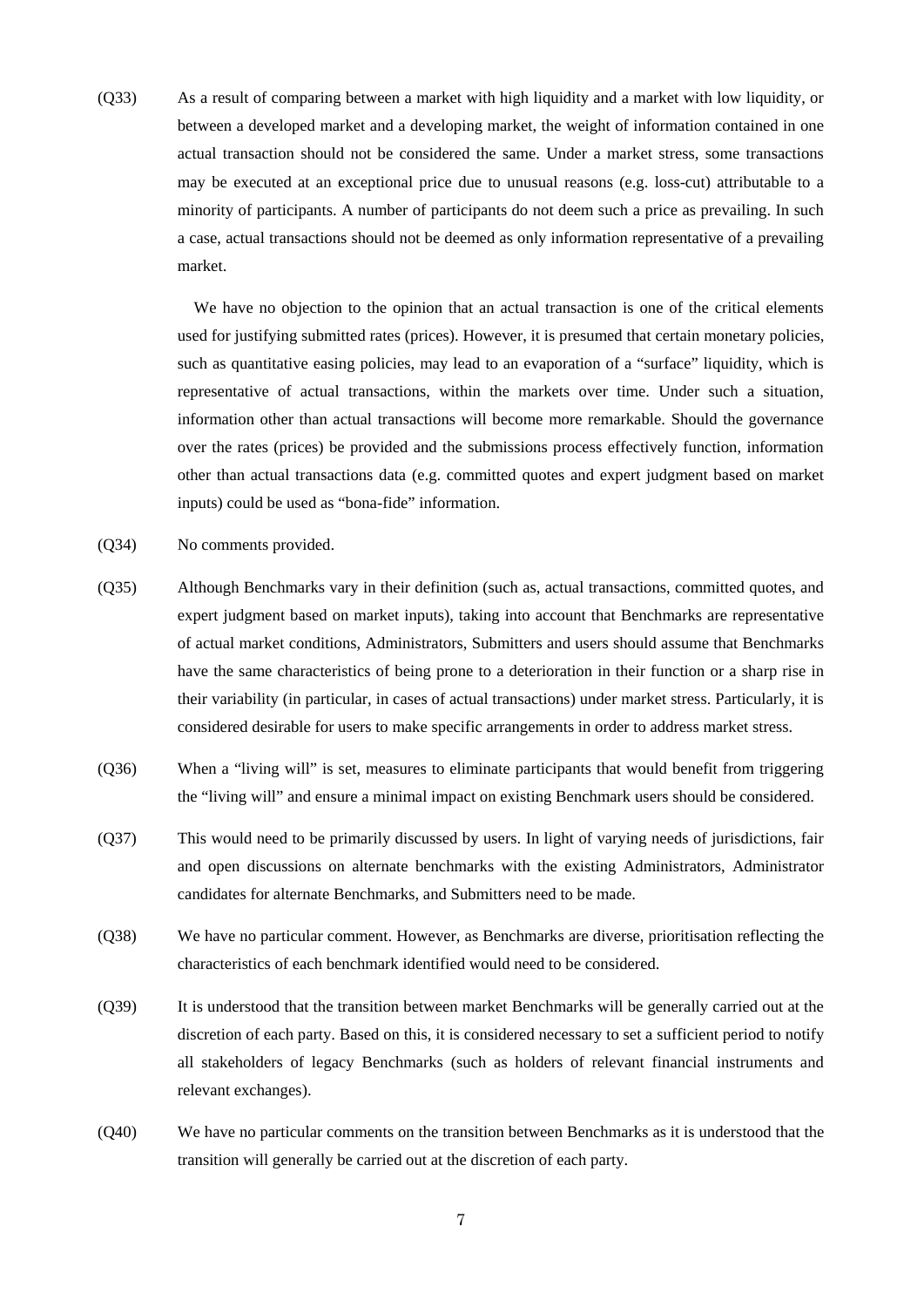(Q33) As a result of comparing between a market with high liquidity and a market with low liquidity, or between a developed market and a developing market, the weight of information contained in one actual transaction should not be considered the same. Under a market stress, some transactions may be executed at an exceptional price due to unusual reasons (e.g. loss-cut) attributable to a minority of participants. A number of participants do not deem such a price as prevailing. In such a case, actual transactions should not be deemed as only information representative of a prevailing market.

We have no objection to the opinion that an actual transaction is one of the critical elements used for justifying submitted rates (prices). However, it is presumed that certain monetary policies, such as quantitative easing policies, may lead to an evaporation of a "surface" liquidity, which is representative of actual transactions, within the markets over time. Under such a situation, information other than actual transactions will become more remarkable. Should the governance over the rates (prices) be provided and the submissions process effectively function, information other than actual transactions data (e.g. committed quotes and expert judgment based on market inputs) could be used as "bona-fide" information.

(Q34) No comments provided.

(Q35) Although Benchmarks vary in their definition (such as, actual transactions, committed quotes, and expert judgment based on market inputs), taking into account that Benchmarks are representative of actual market conditions, Administrators, Submitters and users should assume that Benchmarks have the same characteristics of being prone to a deterioration in their function or a sharp rise in their variability (in particular, in cases of actual transactions) under market stress. Particularly, it is considered desirable for users to make specific arrangements in order to address market stress.

(Q36) When a "living will" is set, measures to eliminate participants that would benefit from triggering the "living will" and ensure a minimal impact on existing Benchmark users should be considered.

(Q37) This would need to be primarily discussed by users. In light of varying needs of jurisdictions, fair and open discussions on alternate benchmarks with the existing Administrators, Administrator candidates for alternate Benchmarks, and Submitters need to be made.

(Q38) We have no particular comment. However, as Benchmarks are diverse, prioritisation reflecting the characteristics of each benchmark identified would need to be considered.

(Q39) It is understood that the transition between market Benchmarks will be generally carried out at the discretion of each party. Based on this, it is considered necessary to set a sufficient period to notify all stakeholders of legacy Benchmarks (such as holders of relevant financial instruments and relevant exchanges).

(Q40) We have no particular comments on the transition between Benchmarks as it is understood that the transition will generally be carried out at the discretion of each party.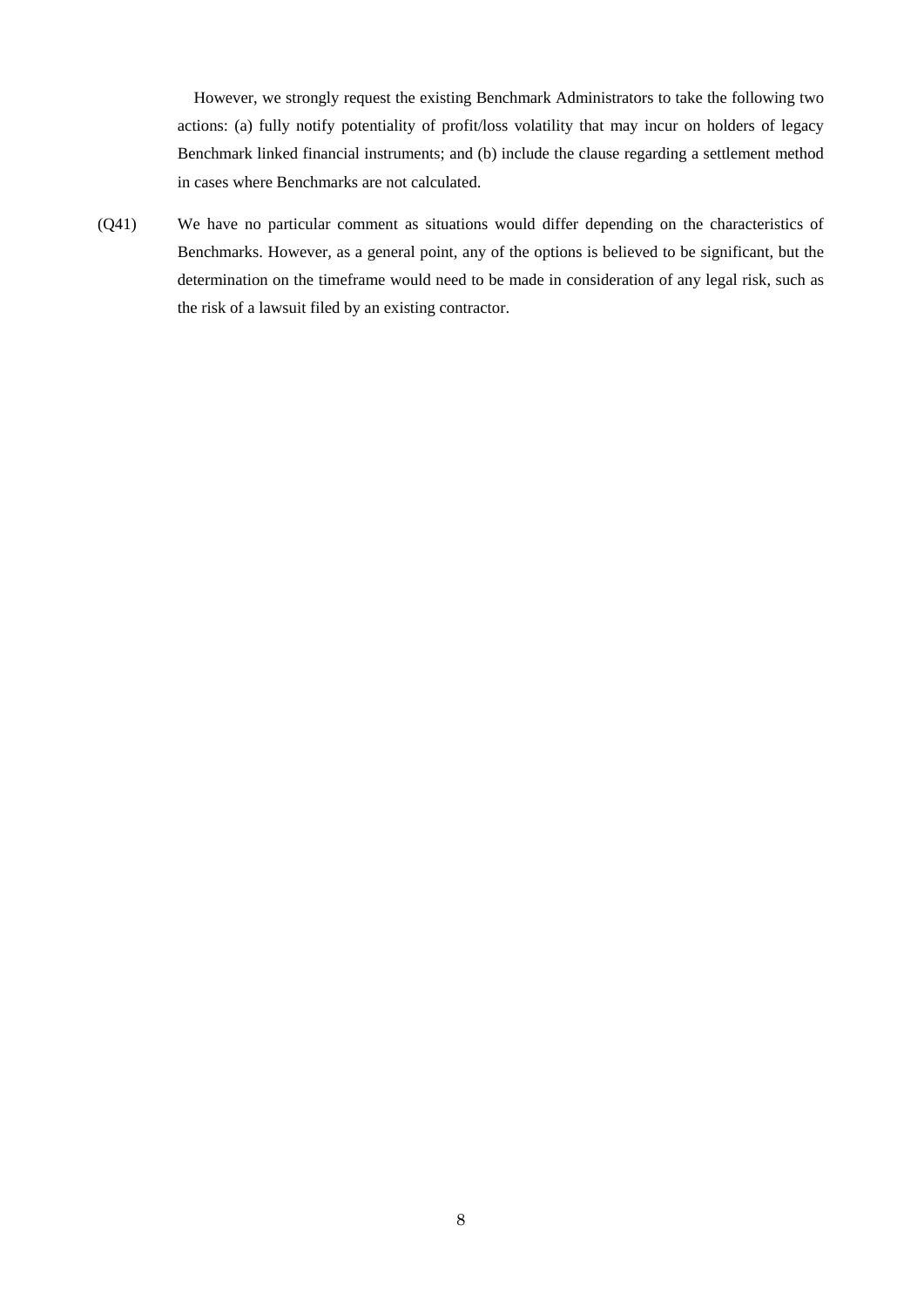However, we strongly request the existing Benchmark Administrators to take the following two actions: (a) fully notify potentiality of profit/loss volatility that may incur on holders of legacy Benchmark linked financial instruments; and (b) include the clause regarding a settlement method in cases where Benchmarks are not calculated.

(Q41) We have no particular comment as situations would differ depending on the characteristics of Benchmarks. However, as a general point, any of the options is believed to be significant, but the determination on the timeframe would need to be made in consideration of any legal risk, such as the risk of a lawsuit filed by an existing contractor.